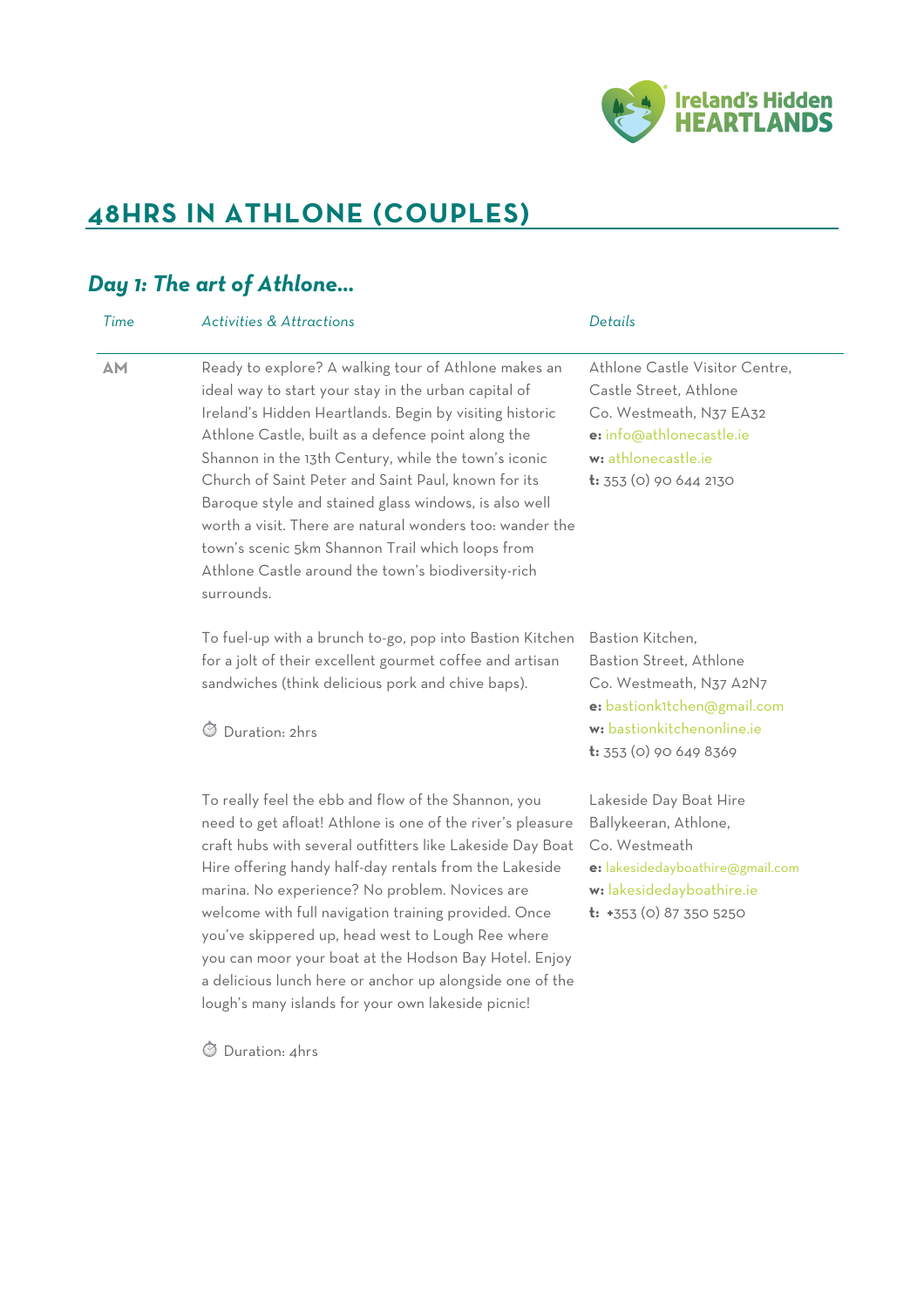# 48HRS IN ATHLONE (COUPLES)

## *Day 1: The art of Athlone...*

| *Time* | *Activities & Attractions* | *Details* |
| --- | --- | --- |
| **AM** | Ready to explore? A walking tour of Athlone makes an ideal way to start your stay in the urban capital of Ireland's Hidden Heartlands. Begin by visiting historic Athlone Castle, built as a defence point along the Shannon in the 13th Century, while the town's iconic Church of Saint Peter and Saint Paul, known for its Baroque style and stained glass windows, is also well worth a visit. There are natural wonders too: wander the town's scenic 5km Shannon Trail which loops from Athlone Castle around the town's biodiversity-rich surrounds. | Athlone Castle Visitor Centre, Castle Street, Athlone Co. Westmeath, N37 EA32<br>**e:** info@athlonecastle.ie<br>**w:** athlonecastle.ie<br>**t:** 353 (0) 90 644 2130 |
| | To fuel-up with a brunch to-go, pop into Bastion Kitchen for a jolt of their excellent gourmet coffee and artisan sandwiches (think delicious pork and chive baps).<br><br>Duration: 2hrs | Bastion Kitchen, Bastion Street, Athlone Co. Westmeath, N37 A2N7<br>**e:** bastionk1tchen@gmail.com<br>**w:** bastionkitchenonline.ie<br>**t:** 353 (0) 90 649 8369 |
| | To really feel the ebb and flow of the Shannon, you need to get afloat! Athlone is one of the river's pleasure craft hubs with several outfitters like Lakeside Day Boat Hire offering handy half-day rentals from the Lakeside marina. No experience? No problem. Novices are welcome with full navigation training provided. Once you've skippered up, head west to Lough Ree where you can moor your boat at the Hodson Bay Hotel. Enjoy a delicious lunch here or anchor up alongside one of the lough's many islands for your own lakeside picnic!<br><br>Duration: 4hrs | Lakeside Day Boat Hire Ballykeeran, Athlone, Co. Westmeath<br>**e:** lakesidedayboathire@gmail.com<br>**w:** lakesidedayboathire.ie<br>**t:** +353 (0) 87 350 5250 |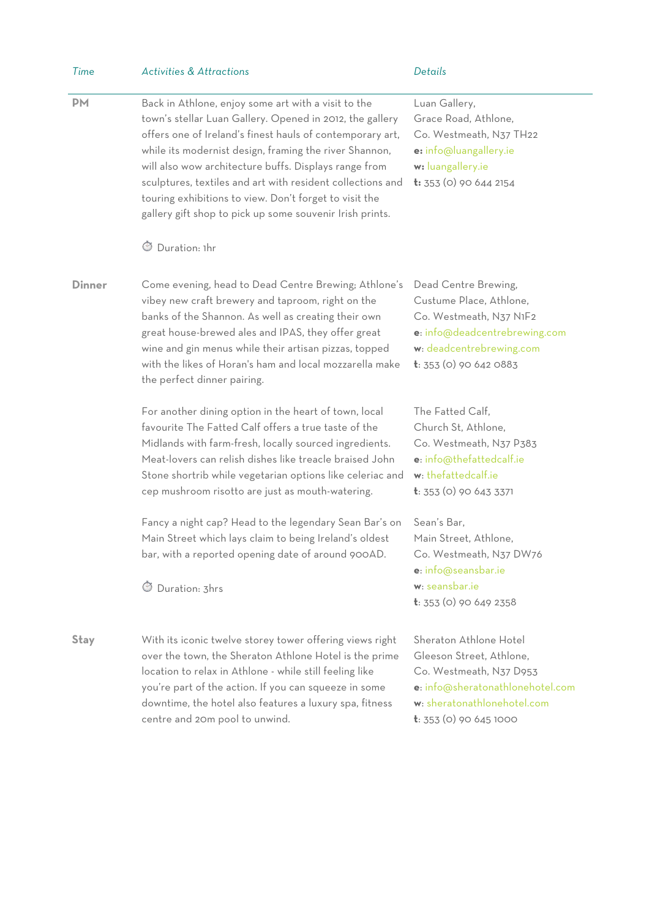| *Time* | *Activities & Attractions* | *Details* |
|---|---|---|
| **PM** | Back in Athlone, enjoy some art with a visit to the town's stellar Luan Gallery. Opened in 2012, the gallery offers one of Ireland's finest hauls of contemporary art, while its modernist design, framing the river Shannon, will also wow architecture buffs. Displays range from sculptures, textiles and art with resident collections and touring exhibitions to view. Don't forget to visit the gallery gift shop to pick up some souvenir Irish prints.<br><br>⏱ Duration: 1hr | Luan Gallery,<br>Grace Road, Athlone,<br>Co. Westmeath, N37 TH22<br>**e:** info@luangallery.ie<br>**w:** luangallery.ie<br>**t:** 353 (0) 90 644 2154 |
| **Dinner** | Come evening, head to Dead Centre Brewing; Athlone's vibey new craft brewery and taproom, right on the banks of the Shannon. As well as creating their own great house-brewed ales and IPAS, they offer great wine and gin menus while their artisan pizzas, topped with the likes of Horan's ham and local mozzarella make the perfect dinner pairing. | Dead Centre Brewing,<br>Custume Place, Athlone,<br>Co. Westmeath, N37 N1F2<br>**e**: info@deadcentrebrewing.com<br>**w**: deadcentrebrewing.com<br>**t**: 353 (0) 90 642 0883 |
| | For another dining option in the heart of town, local favourite The Fatted Calf offers a true taste of the Midlands with farm-fresh, locally sourced ingredients. Meat-lovers can relish dishes like treacle braised John Stone shortrib while vegetarian options like celeriac and cep mushroom risotto are just as mouth-watering. | The Fatted Calf,<br>Church St, Athlone,<br>Co. Westmeath, N37 P383<br>**e**: info@thefattedcalf.ie<br>**w**: thefattedcalf.ie<br>**t**: 353 (0) 90 643 3371 |
| | Fancy a night cap? Head to the legendary Sean Bar's on Main Street which lays claim to being Ireland's oldest bar, with a reported opening date of around 900AD.<br><br>⏱ Duration: 3hrs | Sean's Bar,<br>Main Street, Athlone,<br>Co. Westmeath, N37 DW76<br>**e**: info@seansbar.ie<br>**w**: seansbar.ie<br>**t**: 353 (0) 90 649 2358 |
| **Stay** | With its iconic twelve storey tower offering views right over the town, the Sheraton Athlone Hotel is the prime location to relax in Athlone - while still feeling like you're part of the action. If you can squeeze in some downtime, the hotel also features a luxury spa, fitness centre and 20m pool to unwind. | Sheraton Athlone Hotel<br>Gleeson Street, Athlone,<br>Co. Westmeath, N37 D953<br>**e**: info@sheratonathlonehotel.com<br>**w**: sheratonathlonehotel.com<br>**t**: 353 (0) 90 645 1000 |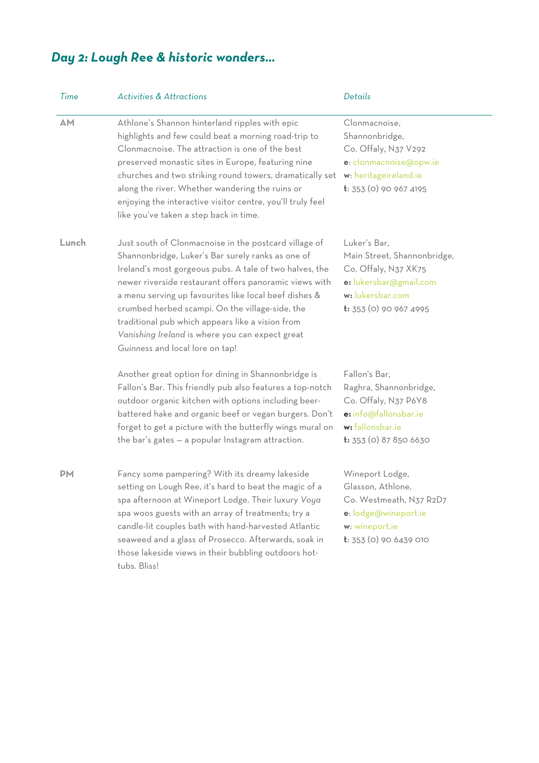## *Day 2: Lough Ree & historic wonders…*

| *Time* | *Activities & Attractions* | *Details* |
|---|---|---|
| **AM** | Athlone's Shannon hinterland ripples with epic highlights and few could beat a morning road-trip to Clonmacnoise. The attraction is one of the best preserved monastic sites in Europe, featuring nine churches and two striking round towers, dramatically set along the river. Whether wandering the ruins or enjoying the interactive visitor centre, you'll truly feel like you've taken a step back in time. | Clonmacnoise,<br>Shannonbridge,<br>Co. Offaly, N37 V292<br>**e**: clonmacnoise@opw.ie<br>**w**: heritageireland.ie<br>**t**: 353 (0) 90 967 4195 |
| **Lunch** | Just south of Clonmacnoise in the postcard village of Shannonbridge, Luker's Bar surely ranks as one of Ireland's most gorgeous pubs. A tale of two halves, the newer riverside restaurant offers panoramic views with a menu serving up favourites like local beef dishes & crumbed herbed scampi. On the village-side, the traditional pub which appears like a vision from *Vanishing Ireland* is where you can expect great *Guinness* and local lore on tap! | Luker's Bar,<br>Main Street, Shannonbridge,<br>Co. Offaly, N37 XK75<br>**e:** lukersbar@gmail.com<br>**w:** lukersbar.com<br>**t:** 353 (0) 90 967 4995 |
| | Another great option for dining in Shannonbridge is Fallon's Bar. This friendly pub also features a top-notch outdoor organic kitchen with options including beer-battered hake and organic beef or vegan burgers. Don't forget to get a picture with the butterfly wings mural on the bar's gates — a popular Instagram attraction. | Fallon's Bar,<br>Raghra, Shannonbridge,<br>Co. Offaly, N37 P6Y8<br>**e:** info@fallonsbar.ie<br>**w:** fallonsbar.ie<br>**t:** 353 (0) 87 850 6630 |
| **PM** | Fancy some pampering? With its dreamy lakeside setting on Lough Ree, it's hard to beat the magic of a spa afternoon at Wineport Lodge. Their luxury *Voya* spa woos guests with an array of treatments; try a candle-lit couples bath with hand-harvested Atlantic seaweed and a glass of Prosecco. Afterwards, soak in those lakeside views in their bubbling outdoors hot-tubs. Bliss! | Wineport Lodge,<br>Glasson, Athlone,<br>Co. Westmeath, N37 R2D7<br>**e**: lodge@wineport.ie<br>**w**: wineport.ie<br>**t**: 353 (0) 90 6439 010 |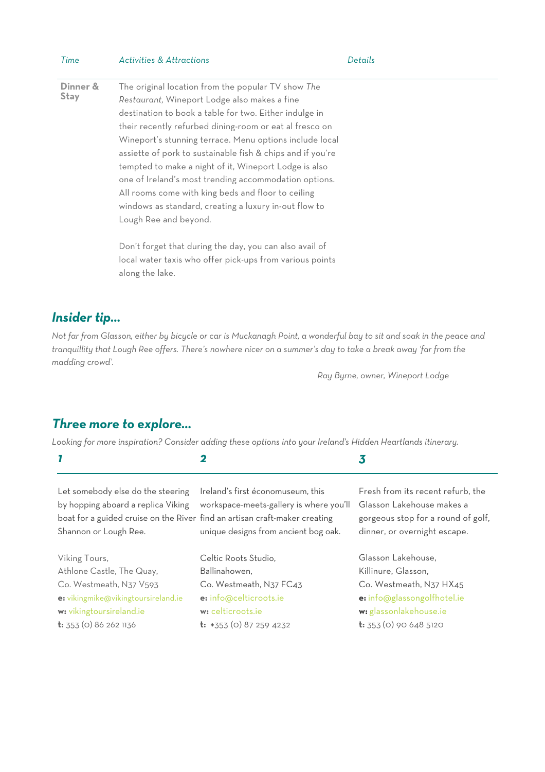| Time | Activities & Attractions | Details |
|---|---|---|
| **Dinner & Stay** | The original location from the popular TV show *The Restaurant*, Wineport Lodge also makes a fine destination to book a table for two. Either indulge in their recently refurbed dining-room or eat al fresco on Wineport's stunning terrace. Menu options include local assiette of pork to sustainable fish & chips and if you're tempted to make a night of it, Wineport Lodge is also one of Ireland's most trending accommodation options. All rooms come with king beds and floor to ceiling windows as standard, creating a luxury in-out flow to Lough Ree and beyond.<br><br>Don't forget that during the day, you can also avail of local water taxis who offer pick-ups from various points along the lake. | |

## *Insider tip...*

*Not far from Glasson, either by bicycle or car is Muckanagh Point, a wonderful bay to sit and soak in the peace and tranquillity that Lough Ree offers. There's nowhere nicer on a summer's day to take a break away 'far from the madding crowd'.*

*Ray Byrne, owner, Wineport Lodge*

## *Three more to explore...*

*Looking for more inspiration? Consider adding these options into your Ireland's Hidden Heartlands itinerary.*

| *1* | *2* | *3* |
|---|---|---|
| Let somebody else do the steering by hopping aboard a replica Viking boat for a guided cruise on the River Shannon or Lough Ree. | Ireland's first économuseum, this workspace-meets-gallery is where you'll find an artisan craft-maker creating unique designs from ancient bog oak. | Fresh from its recent refurb, the Glasson Lakehouse makes a gorgeous stop for a round of golf, dinner, or overnight escape. |
| Viking Tours,<br>Athlone Castle, The Quay,<br>Co. Westmeath, N37 V593<br>**e:** vikingmike@vikingtoursireland.ie<br>**w:** vikingtoursireland.ie<br>**t:** 353 (0) 86 262 1136 | Celtic Roots Studio,<br>Ballinahowen,<br>Co. Westmeath, N37 FC43<br>**e:** info@celticroots.ie<br>**w:** celticroots.ie<br>**t:** +353 (0) 87 259 4232 | Glasson Lakehouse,<br>Killinure, Glasson,<br>Co. Westmeath, N37 HX45<br>**e:** info@glassongolfhotel.ie<br>**w:** glassonlakehouse.ie<br>**t:** 353 (0) 90 648 5120 |